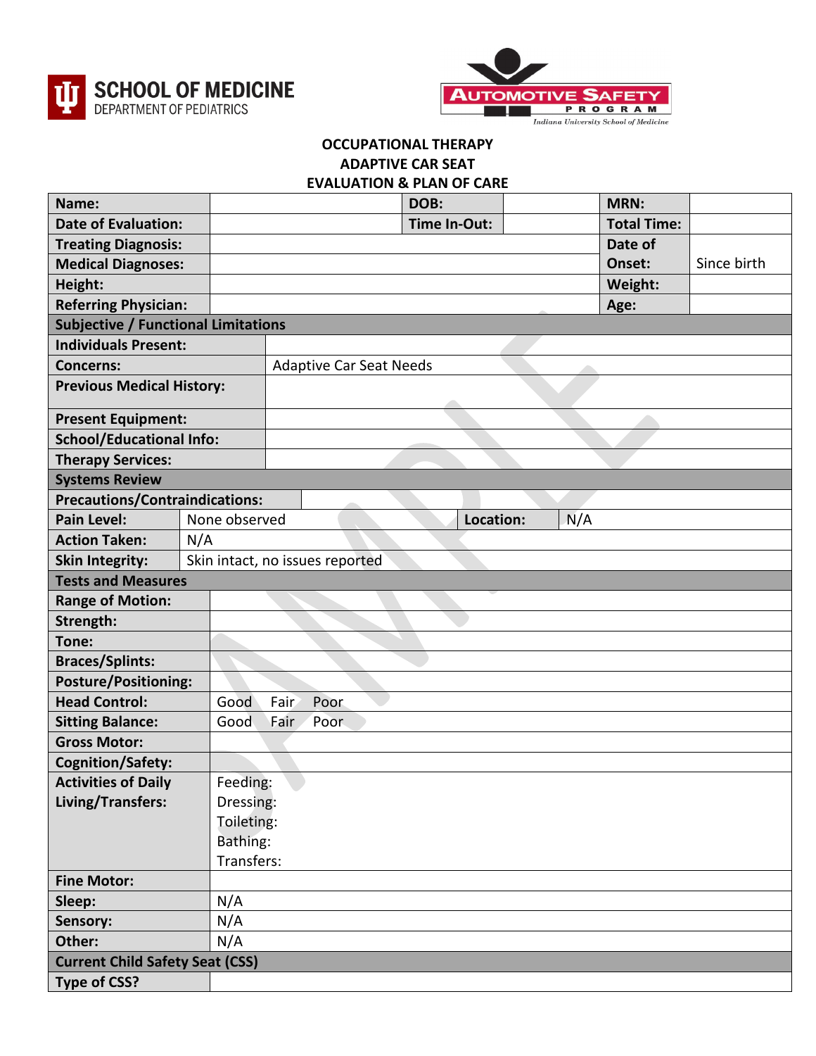SCHOOL OF MEDICINE
DEPARTMENT OF PEDIATRICS

AUTOMOTIVE SAFETY PROGRAM
*Indiana University School of Medicine*

**OCCUPATIONAL THERAPY**
**ADAPTIVE CAR SEAT**
**EVALUATION & PLAN OF CARE**

| | | | | | |
|---|---|---|---|---|---|
| **Name:** | | **DOB:** | | **MRN:** | |
| **Date of Evaluation:** | | **Time In-Out:** | | **Total Time:** | |
| **Treating Diagnosis:** | | | | **Date of Onset:** | Since birth |
| **Medical Diagnoses:** | | | | | |
| **Height:** | | | | **Weight:** | |
| **Referring Physician:** | | | | **Age:** | |

| | |
|---|---|
| **Subjective / Functional Limitations** | |
| **Individuals Present:** | |
| **Concerns:** | Adaptive Car Seat Needs |
| **Previous Medical History:** | |
| **Present Equipment:** | |
| **School/Educational Info:** | |
| **Therapy Services:** | |

| | | | |
|---|---|---|---|
| **Systems Review** | | | |
| **Precautions/Contraindications:** | | | |
| **Pain Level:** | None observed | **Location:** | N/A |
| **Action Taken:** | N/A | | |
| **Skin Integrity:** | Skin intact, no issues reported | | |

| | |
|---|---|
| **Tests and Measures** | |
| **Range of Motion:** | |
| **Strength:** | |
| **Tone:** | |
| **Braces/Splints:** | |
| **Posture/Positioning:** | |
| **Head Control:** | Good Fair Poor |
| **Sitting Balance:** | Good Fair Poor |
| **Gross Motor:** | |
| **Cognition/Safety:** | |
| **Activities of Daily Living/Transfers:** | Feeding:<br>Dressing:<br>Toileting:<br>Bathing:<br>Transfers: |
| **Fine Motor:** | |
| **Sleep:** | N/A |
| **Sensory:** | N/A |
| **Other:** | N/A |
| **Current Child Safety Seat (CSS)** | |
| **Type of CSS?** | |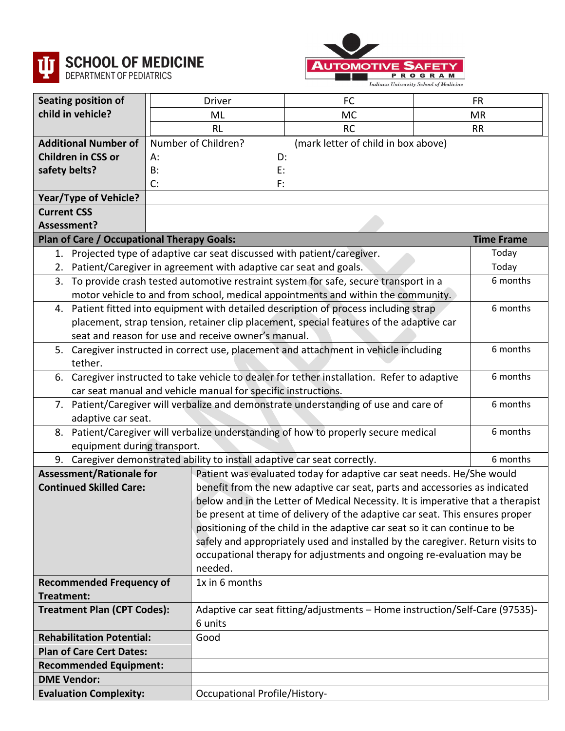**SCHOOL OF MEDICINE**
DEPARTMENT OF PEDIATRICS

**AUTOMOTIVE SAFETY PROGRAM**
Indiana University School of Medicine

| **Seating position of child in vehicle?** | Driver | FC | FR |
|---|---|---|---|
| | ML | MC | MR |
| | RL | RC | RR |

| | | |
|---|---|---|
| **Additional Number of Children in CSS or safety belts?** | Number of Children? A: B: C: | (mark letter of child in box above) D: E: F: |
| **Year/Type of Vehicle?** | | |
| **Current CSS Assessment?** | | |

| **Plan of Care / Occupational Therapy Goals:** | **Time Frame** |
|---|---|
| 1. Projected type of adaptive car seat discussed with patient/caregiver. | Today |
| 2. Patient/Caregiver in agreement with adaptive car seat and goals. | Today |
| 3. To provide crash tested automotive restraint system for safe, secure transport in a motor vehicle to and from school, medical appointments and within the community. | 6 months |
| 4. Patient fitted into equipment with detailed description of process including strap placement, strap tension, retainer clip placement, special features of the adaptive car seat and reason for use and receive owner's manual. | 6 months |
| 5. Caregiver instructed in correct use, placement and attachment in vehicle including tether. | 6 months |
| 6. Caregiver instructed to take vehicle to dealer for tether installation. Refer to adaptive car seat manual and vehicle manual for specific instructions. | 6 months |
| 7. Patient/Caregiver will verbalize and demonstrate understanding of use and care of adaptive car seat. | 6 months |
| 8. Patient/Caregiver will verbalize understanding of how to properly secure medical equipment during transport. | 6 months |
| 9. Caregiver demonstrated ability to install adaptive car seat correctly. | 6 months |

| | |
|---|---|
| **Assessment/Rationale for Continued Skilled Care:** | Patient was evaluated today for adaptive car seat needs. He/She would benefit from the new adaptive car seat, parts and accessories as indicated below and in the Letter of Medical Necessity. It is imperative that a therapist be present at time of delivery of the adaptive car seat. This ensures proper positioning of the child in the adaptive car seat so it can continue to be safely and appropriately used and installed by the caregiver. Return visits to occupational therapy for adjustments and ongoing re-evaluation may be needed. |
| **Recommended Frequency of Treatment:** | 1x in 6 months |
| **Treatment Plan (CPT Codes):** | Adaptive car seat fitting/adjustments – Home instruction/Self-Care (97535)- 6 units |
| **Rehabilitation Potential:** | Good |
| **Plan of Care Cert Dates:** | |
| **Recommended Equipment:** | |
| **DME Vendor:** | |
| **Evaluation Complexity:** | Occupational Profile/History- |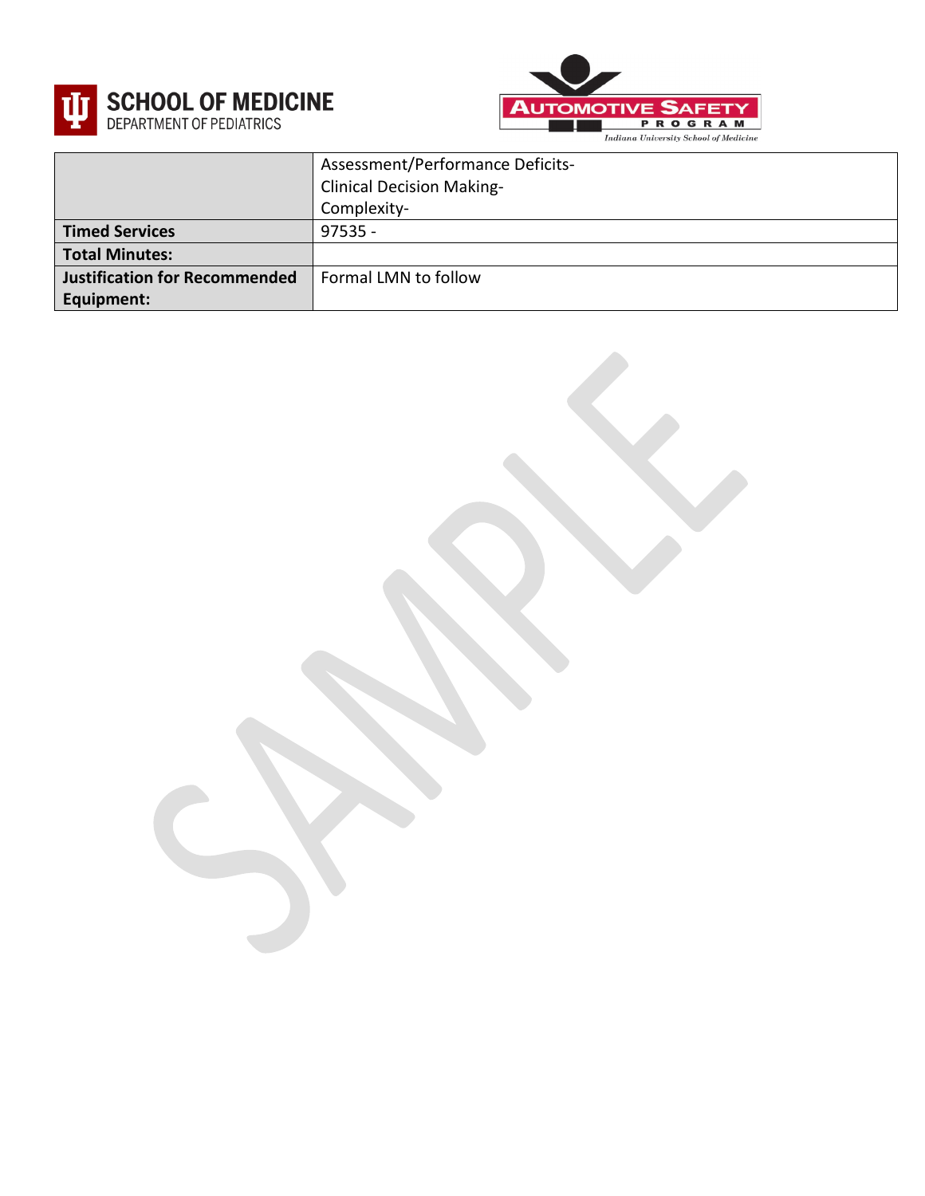| | |
|---|---|
| | Assessment/Performance Deficits-<br>Clinical Decision Making-<br>Complexity- |
| **Timed Services** | 97535 - |
| **Total Minutes:** | |
| **Justification for Recommended Equipment:** | Formal LMN to follow |